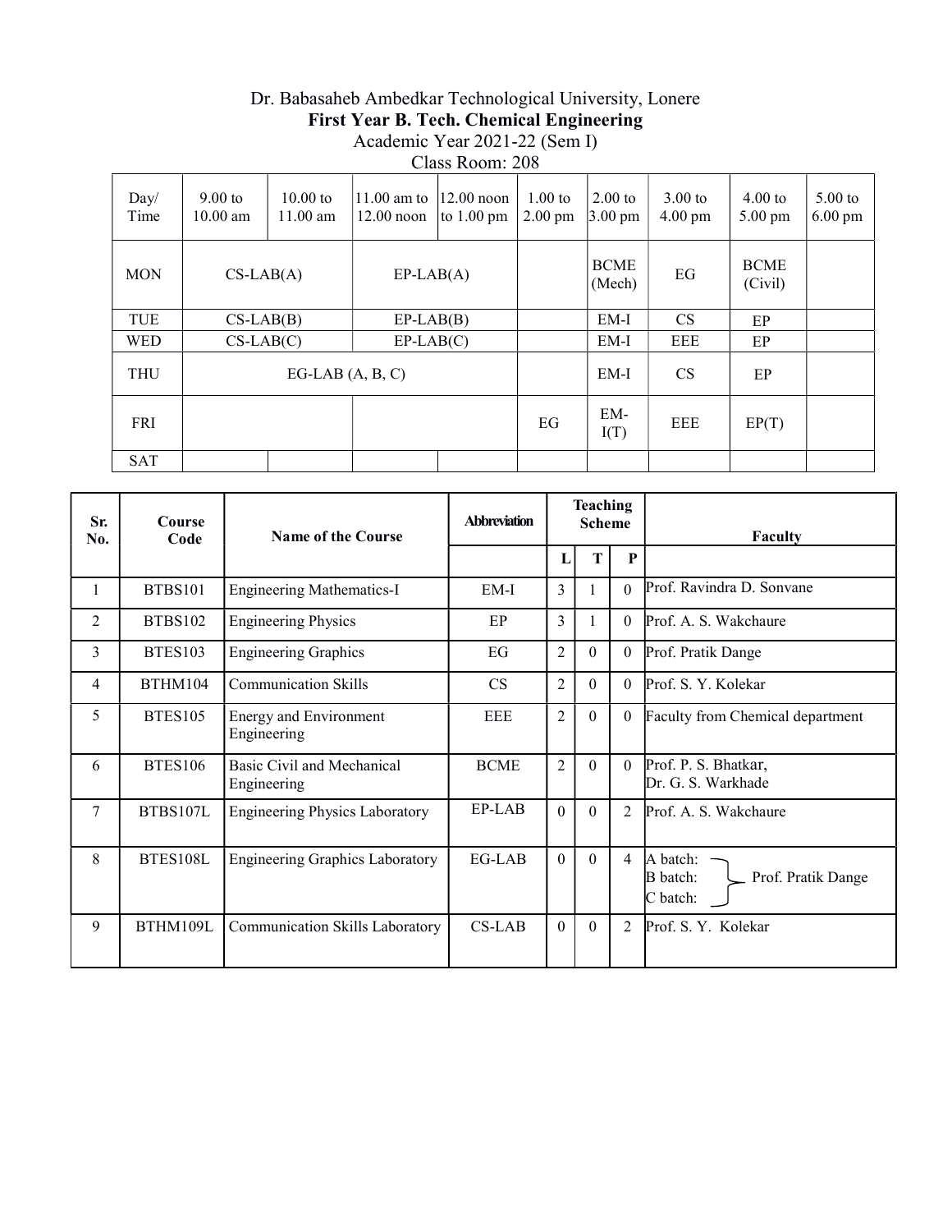# Dr. Babasaheb Ambedkar Technological University, Lonere

## First Year B. Tech. Chemical Engineering

Academic Year 2021-22 (Sem I)

Class Room: 208

| Day/ Time | 9.00 to 10.00 am | 10.00 to 11.00 am | 11.00 am to 12.00 noon | 12.00 noon to 1.00 pm | 1.00 to 2.00 pm | 2.00 to 3.00 pm | 3.00 to 4.00 pm | 4.00 to 5.00 pm | 5.00 to 6.00 pm |
|---|---|---|---|---|---|---|---|---|---|
| MON | CS-LAB(A) | | EP-LAB(A) | | | BCME (Mech) | EG | BCME (Civil) | |
| TUE | CS-LAB(B) | | EP-LAB(B) | | | EM-I | CS | EP | |
| WED | CS-LAB(C) | | EP-LAB(C) | | | EM-I | EEE | EP | |
| THU | EG-LAB (A, B, C) | | | | | EM-I | CS | EP | |
| FRI | | | | | EG | EM-I(T) | EEE | EP(T) | |
| SAT | | | | | | | | | |

| Sr. No. | Course Code | Name of the Course | Abbreviation | Teaching Scheme | | | Faculty |
|---|---|---|---|---|---|---|---|
| | | | | L | T | P | |
| 1 | BTBS101 | Engineering Mathematics-I | EM-I | 3 | 1 | 0 | Prof. Ravindra D. Sonvane |
| 2 | BTBS102 | Engineering Physics | EP | 3 | 1 | 0 | Prof. A. S. Wakchaure |
| 3 | BTES103 | Engineering Graphics | EG | 2 | 0 | 0 | Prof. Pratik Dange |
| 4 | BTHM104 | Communication Skills | CS | 2 | 0 | 0 | Prof. S. Y. Kolekar |
| 5 | BTES105 | Energy and Environment Engineering | EEE | 2 | 0 | 0 | Faculty from Chemical department |
| 6 | BTES106 | Basic Civil and Mechanical Engineering | BCME | 2 | 0 | 0 | Prof. P. S. Bhatkar, Dr. G. S. Warkhade |
| 7 | BTBS107L | Engineering Physics Laboratory | EP-LAB | 0 | 0 | 2 | Prof. A. S. Wakchaure |
| 8 | BTES108L | Engineering Graphics Laboratory | EG-LAB | 0 | 0 | 4 | A batch: B batch: C batch: } Prof. Pratik Dange |
| 9 | BTHM109L | Communication Skills Laboratory | CS-LAB | 0 | 0 | 2 | Prof. S. Y. Kolekar |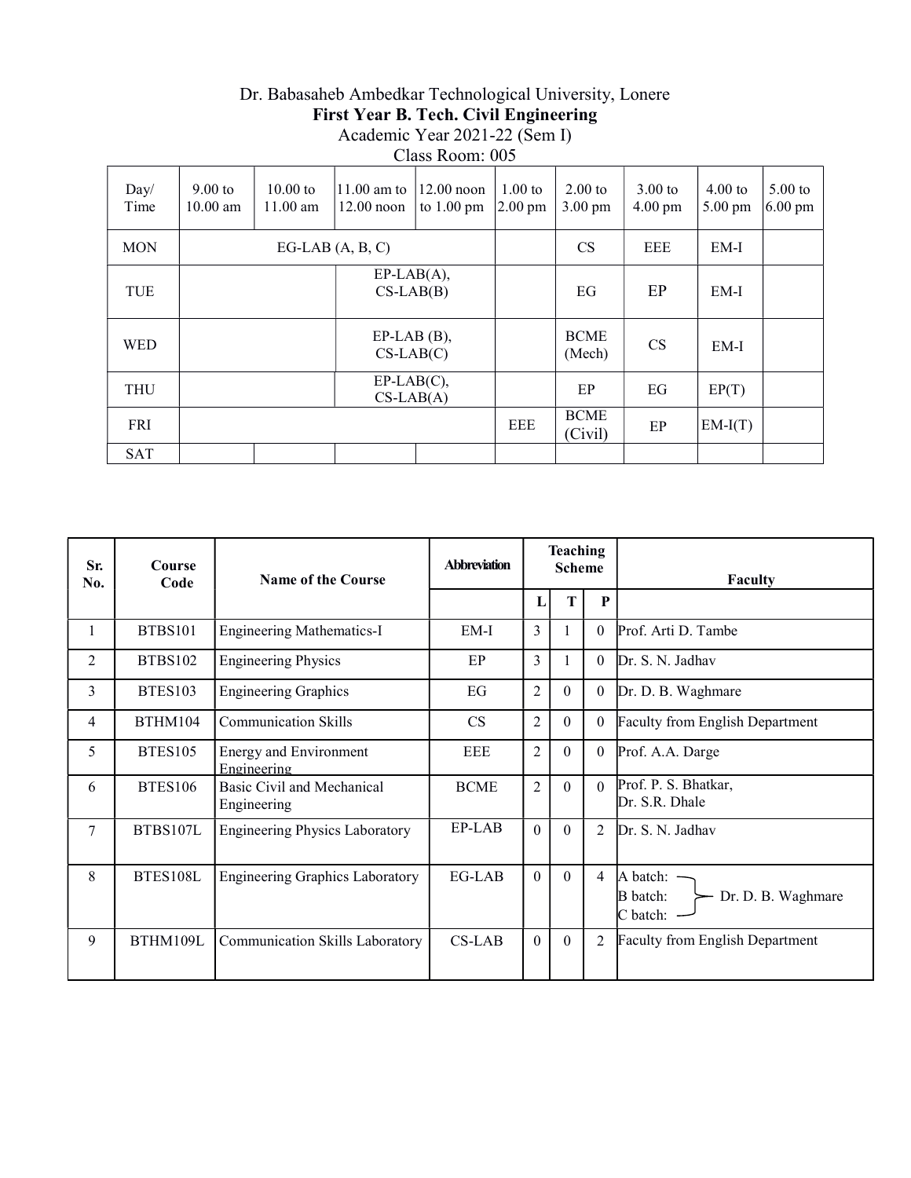Dr. Babasaheb Ambedkar Technological University, Lonere

**First Year B. Tech. Civil Engineering**

Academic Year 2021-22 (Sem I)

Class Room: 005

| Day/ Time | 9.00 to 10.00 am | 10.00 to 11.00 am | 11.00 am to 12.00 noon | 12.00 noon to 1.00 pm | 1.00 to 2.00 pm | 2.00 to 3.00 pm | 3.00 to 4.00 pm | 4.00 to 5.00 pm | 5.00 to 6.00 pm |
|---|---|---|---|---|---|---|---|---|---|
| MON | EG-LAB (A, B, C) | | | | | CS | EEE | EM-I | |
| TUE | | | EP-LAB(A), CS-LAB(B) | | | EG | EP | EM-I | |
| WED | | | EP-LAB (B), CS-LAB(C) | | | BCME (Mech) | CS | EM-I | |
| THU | | | EP-LAB(C), CS-LAB(A) | | | EP | EG | EP(T) | |
| FRI | | | | | EEE | BCME (Civil) | EP | EM-I(T) | |
| SAT | | | | | | | | | |

| Sr. No. | Course Code | Name of the Course | Abbreviation | Teaching Scheme | | | Faculty |
|---|---|---|---|---|---|---|---|
| | | | | L | T | P | |
| 1 | BTBS101 | Engineering Mathematics-I | EM-I | 3 | 1 | 0 | Prof. Arti D. Tambe |
| 2 | BTBS102 | Engineering Physics | EP | 3 | 1 | 0 | Dr. S. N. Jadhav |
| 3 | BTES103 | Engineering Graphics | EG | 2 | 0 | 0 | Dr. D. B. Waghmare |
| 4 | BTHM104 | Communication Skills | CS | 2 | 0 | 0 | Faculty from English Department |
| 5 | BTES105 | Energy and Environment Engineering | EEE | 2 | 0 | 0 | Prof. A.A. Darge |
| 6 | BTES106 | Basic Civil and Mechanical Engineering | BCME | 2 | 0 | 0 | Prof. P. S. Bhatkar, Dr. S.R. Dhale |
| 7 | BTBS107L | Engineering Physics Laboratory | EP-LAB | 0 | 0 | 2 | Dr. S. N. Jadhav |
| 8 | BTES108L | Engineering Graphics Laboratory | EG-LAB | 0 | 0 | 4 | A batch, B batch, C batch: Dr. D. B. Waghmare |
| 9 | BTHM109L | Communication Skills Laboratory | CS-LAB | 0 | 0 | 2 | Faculty from English Department |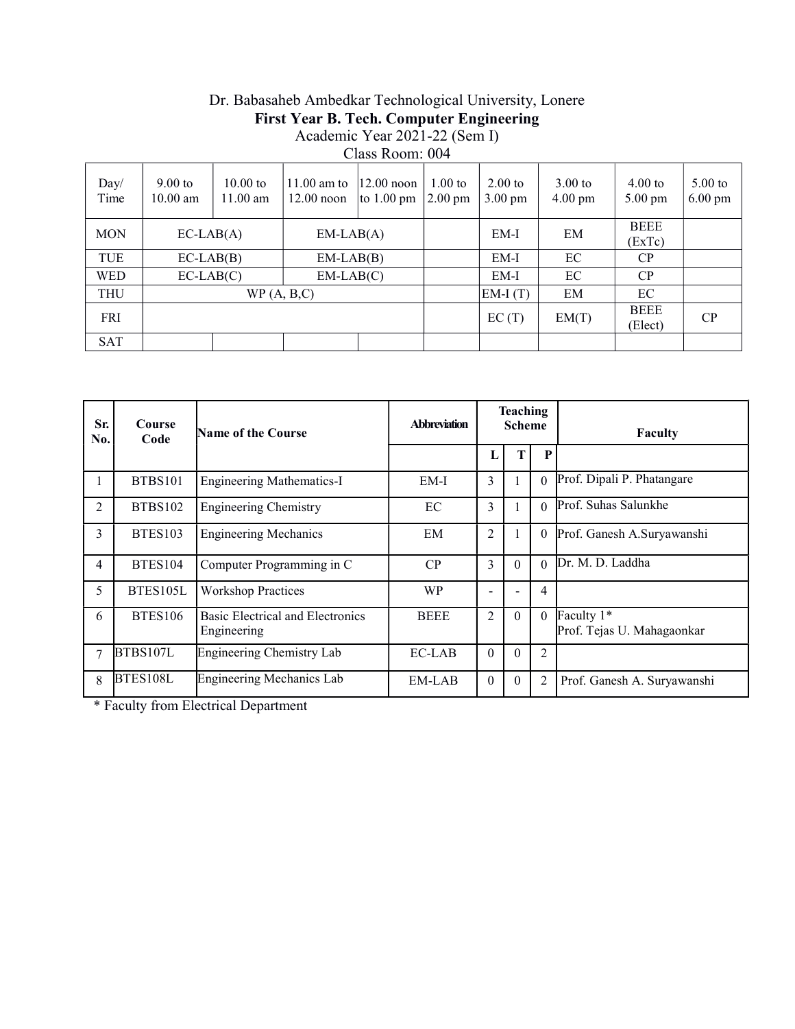Dr. Babasaheb Ambedkar Technological University, Lonere

**First Year B. Tech. Computer Engineering**

Academic Year 2021-22 (Sem I)

Class Room: 004

| Day/ Time | 9.00 to 10.00 am | 10.00 to 11.00 am | 11.00 am to 12.00 noon | 12.00 noon to 1.00 pm | 1.00 to 2.00 pm | 2.00 to 3.00 pm | 3.00 to 4.00 pm | 4.00 to 5.00 pm | 5.00 to 6.00 pm |
|---|---|---|---|---|---|---|---|---|---|
| MON | EC-LAB(A) | | EM-LAB(A) | | | EM-I | EM | BEEE (ExTc) | |
| TUE | EC-LAB(B) | | EM-LAB(B) | | | EM-I | EC | CP | |
| WED | EC-LAB(C) | | EM-LAB(C) | | | EM-I | EC | CP | |
| THU | WP (A, B,C) | | | | | EM-I (T) | EM | EC | |
| FRI | | | | | | EC (T) | EM(T) | BEEE (Elect) | CP |
| SAT | | | | | | | | | |

| Sr. No. | Course Code | Name of the Course | Abbreviation | Teaching Scheme | | | Faculty |
|---|---|---|---|---|---|---|---|
| | | | | L | T | P | |
| 1 | BTBS101 | Engineering Mathematics-I | EM-I | 3 | 1 | 0 | Prof. Dipali P. Phatangare |
| 2 | BTBS102 | Engineering Chemistry | EC | 3 | 1 | 0 | Prof. Suhas Salunkhe |
| 3 | BTES103 | Engineering Mechanics | EM | 2 | 1 | 0 | Prof. Ganesh A.Suryawanshi |
| 4 | BTES104 | Computer Programming in C | CP | 3 | 0 | 0 | Dr. M. D. Laddha |
| 5 | BTES105L | Workshop Practices | WP | - | - | 4 | |
| 6 | BTES106 | Basic Electrical and Electronics Engineering | BEEE | 2 | 0 | 0 | Faculty 1* Prof. Tejas U. Mahagaonkar |
| 7 | BTBS107L | Engineering Chemistry Lab | EC-LAB | 0 | 0 | 2 | |
| 8 | BTES108L | Engineering Mechanics Lab | EM-LAB | 0 | 0 | 2 | Prof. Ganesh A. Suryawanshi |

* Faculty from Electrical Department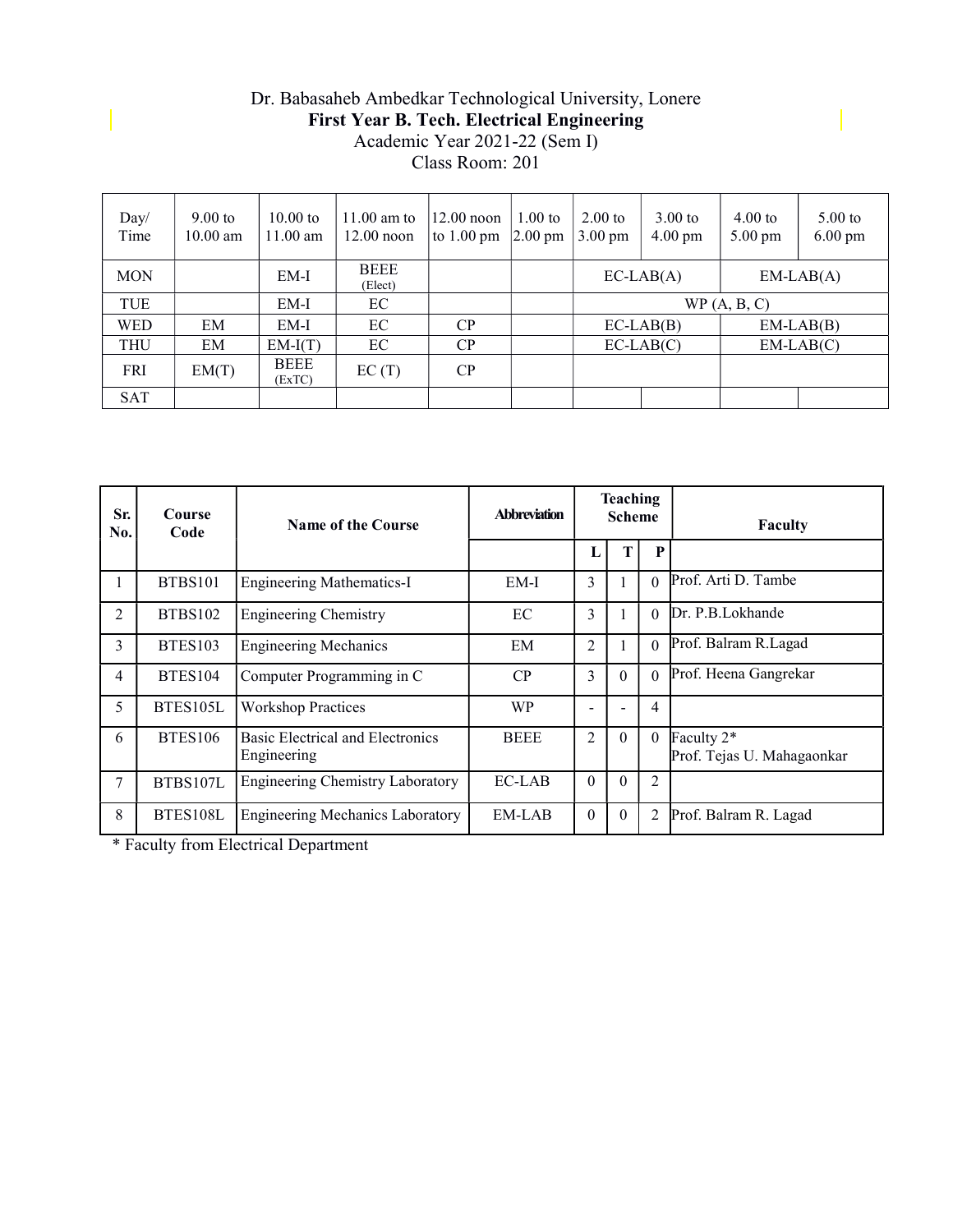Dr. Babasaheb Ambedkar Technological University, Lonere

**First Year B. Tech. Electrical Engineering**

Academic Year 2021-22 (Sem I)

Class Room: 201

| Day/ Time | 9.00 to 10.00 am | 10.00 to 11.00 am | 11.00 am to 12.00 noon | 12.00 noon to 1.00 pm | 1.00 to 2.00 pm | 2.00 to 3.00 pm | 3.00 to 4.00 pm | 4.00 to 5.00 pm | 5.00 to 6.00 pm |
|---|---|---|---|---|---|---|---|---|---|
| MON | | EM-I | BEEE (Elect) | | | EC-LAB(A) | | EM-LAB(A) | |
| TUE | | EM-I | EC | | | WP (A, B, C) | | | |
| WED | EM | EM-I | EC | CP | | EC-LAB(B) | | EM-LAB(B) | |
| THU | EM | EM-I(T) | EC | CP | | EC-LAB(C) | | EM-LAB(C) | |
| FRI | EM(T) | BEEE (ExTC) | EC (T) | CP | | | | | |
| SAT | | | | | | | | | |

| Sr. No. | Course Code | Name of the Course | Abbreviation | Teaching Scheme | | | Faculty |
|---|---|---|---|---|---|---|---|
| | | | | L | T | P | |
| 1 | BTBS101 | Engineering Mathematics-I | EM-I | 3 | 1 | 0 | Prof. Arti D. Tambe |
| 2 | BTBS102 | Engineering Chemistry | EC | 3 | 1 | 0 | Dr. P.B.Lokhande |
| 3 | BTES103 | Engineering Mechanics | EM | 2 | 1 | 0 | Prof. Balram R.Lagad |
| 4 | BTES104 | Computer Programming in C | CP | 3 | 0 | 0 | Prof. Heena Gangrekar |
| 5 | BTES105L | Workshop Practices | WP | - | - | 4 | |
| 6 | BTES106 | Basic Electrical and Electronics Engineering | BEEE | 2 | 0 | 0 | Faculty 2* Prof. Tejas U. Mahagaonkar |
| 7 | BTBS107L | Engineering Chemistry Laboratory | EC-LAB | 0 | 0 | 2 | |
| 8 | BTES108L | Engineering Mechanics Laboratory | EM-LAB | 0 | 0 | 2 | Prof. Balram R. Lagad |

\* Faculty from Electrical Department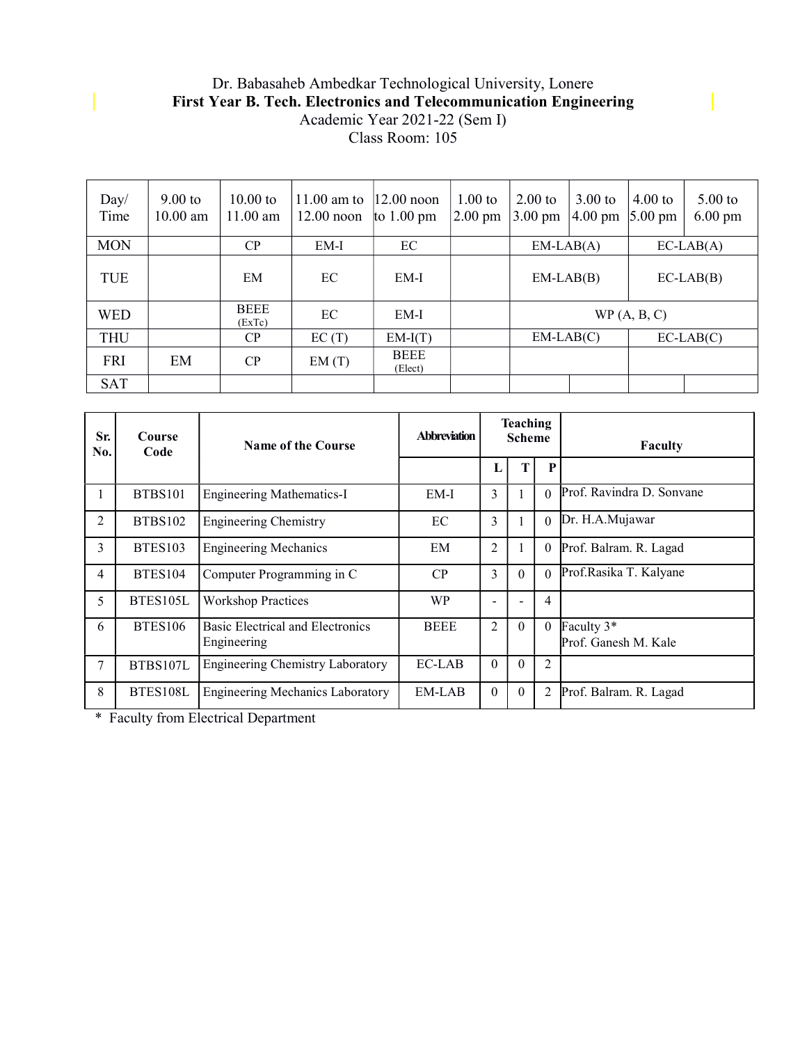Dr. Babasaheb Ambedkar Technological University, Lonere

**First Year B. Tech. Electronics and Telecommunication Engineering**

Academic Year 2021-22 (Sem I)

Class Room: 105

| Day/ Time | 9.00 to 10.00 am | 10.00 to 11.00 am | 11.00 am to 12.00 noon | 12.00 noon to 1.00 pm | 1.00 to 2.00 pm | 2.00 to 3.00 pm | 3.00 to 4.00 pm | 4.00 to 5.00 pm | 5.00 to 6.00 pm |
|---|---|---|---|---|---|---|---|---|---|
| MON | | CP | EM-I | EC | | EM-LAB(A) | | EC-LAB(A) | |
| TUE | | EM | EC | EM-I | | EM-LAB(B) | | EC-LAB(B) | |
| WED | | BEEE (ExTc) | EC | EM-I | | WP (A, B, C) | | | |
| THU | | CP | EC (T) | EM-I(T) | | EM-LAB(C) | | EC-LAB(C) | |
| FRI | EM | CP | EM (T) | BEEE (Elect) | | | | | |
| SAT | | | | | | | | | |

| Sr. No. | Course Code | Name of the Course | Abbreviation | Teaching Scheme | | | Faculty |
|---|---|---|---|---|---|---|---|
| | | | | L | T | P | |
| 1 | BTBS101 | Engineering Mathematics-I | EM-I | 3 | 1 | 0 | Prof. Ravindra D. Sonvane |
| 2 | BTBS102 | Engineering Chemistry | EC | 3 | 1 | 0 | Dr. H.A.Mujawar |
| 3 | BTES103 | Engineering Mechanics | EM | 2 | 1 | 0 | Prof. Balram. R. Lagad |
| 4 | BTES104 | Computer Programming in C | CP | 3 | 0 | 0 | Prof.Rasika T. Kalyane |
| 5 | BTES105L | Workshop Practices | WP | - | - | 4 | |
| 6 | BTES106 | Basic Electrical and Electronics Engineering | BEEE | 2 | 0 | 0 | Faculty 3* Prof. Ganesh M. Kale |
| 7 | BTBS107L | Engineering Chemistry Laboratory | EC-LAB | 0 | 0 | 2 | |
| 8 | BTES108L | Engineering Mechanics Laboratory | EM-LAB | 0 | 0 | 2 | Prof. Balram. R. Lagad |

\* Faculty from Electrical Department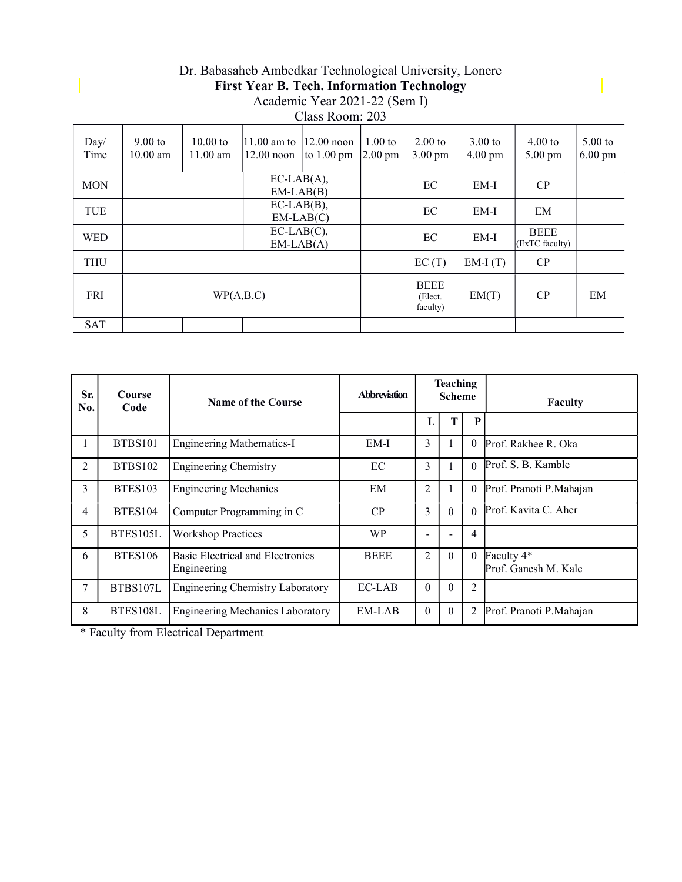Dr. Babasaheb Ambedkar Technological University, Lonere

**First Year B. Tech. Information Technology**

Academic Year 2021-22 (Sem I)

Class Room: 203

| Day/ Time | 9.00 to 10.00 am | 10.00 to 11.00 am | 11.00 am to 12.00 noon | 12.00 noon to 1.00 pm | 1.00 to 2.00 pm | 2.00 to 3.00 pm | 3.00 to 4.00 pm | 4.00 to 5.00 pm | 5.00 to 6.00 pm |
|---|---|---|---|---|---|---|---|---|---|
| MON | | | EC-LAB(A), EM-LAB(B) | | | EC | EM-I | CP | |
| TUE | | | EC-LAB(B), EM-LAB(C) | | | EC | EM-I | EM | |
| WED | | | EC-LAB(C), EM-LAB(A) | | | EC | EM-I | BEEE (ExTC faculty) | |
| THU | | | | | | EC (T) | EM-I (T) | CP | |
| FRI | WP(A,B,C) | | | | | BEEE (Elect. faculty) | EM(T) | CP | EM |
| SAT | | | | | | | | | |

| Sr. No. | Course Code | Name of the Course | Abbreviation | Teaching Scheme | | | Faculty |
|---|---|---|---|---|---|---|---|
| | | | | L | T | P | |
| 1 | BTBS101 | Engineering Mathematics-I | EM-I | 3 | 1 | 0 | Prof. Rakhee R. Oka |
| 2 | BTBS102 | Engineering Chemistry | EC | 3 | 1 | 0 | Prof. S. B. Kamble |
| 3 | BTES103 | Engineering Mechanics | EM | 2 | 1 | 0 | Prof. Pranoti P.Mahajan |
| 4 | BTES104 | Computer Programming in C | CP | 3 | 0 | 0 | Prof. Kavita C. Aher |
| 5 | BTES105L | Workshop Practices | WP | - | - | 4 | |
| 6 | BTES106 | Basic Electrical and Electronics Engineering | BEEE | 2 | 0 | 0 | Faculty 4* Prof. Ganesh M. Kale |
| 7 | BTBS107L | Engineering Chemistry Laboratory | EC-LAB | 0 | 0 | 2 | |
| 8 | BTES108L | Engineering Mechanics Laboratory | EM-LAB | 0 | 0 | 2 | Prof. Pranoti P.Mahajan |

* Faculty from Electrical Department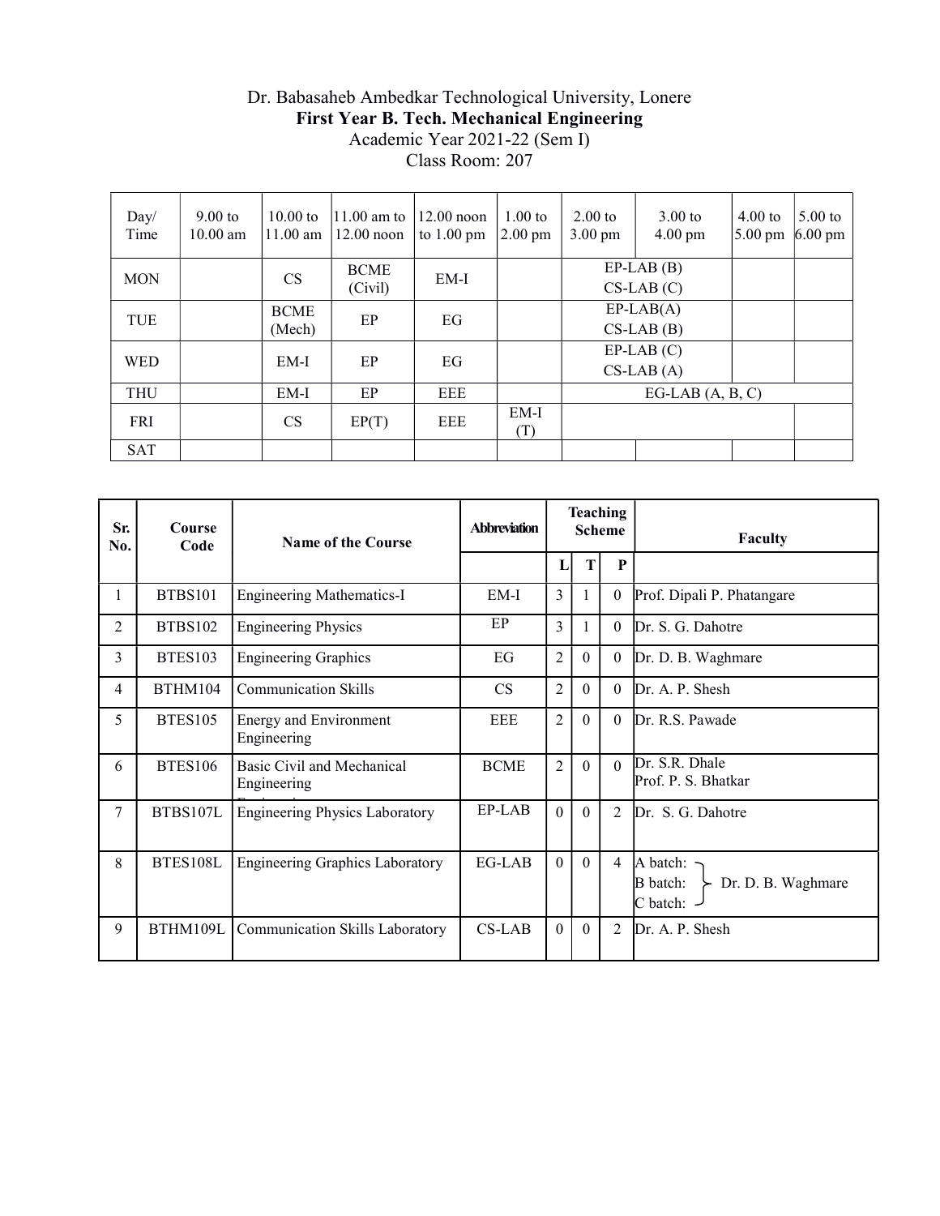# Dr. Babasaheb Ambedkar Technological University, Lonere

**First Year B. Tech. Mechanical Engineering**

Academic Year 2021-22 (Sem I)

Class Room: 207

| Day/ Time | 9.00 to 10.00 am | 10.00 to 11.00 am | 11.00 am to 12.00 noon | 12.00 noon to 1.00 pm | 1.00 to 2.00 pm | 2.00 to 3.00 pm | 3.00 to 4.00 pm | 4.00 to 5.00 pm | 5.00 to 6.00 pm |
|---|---|---|---|---|---|---|---|---|---|
| MON | | CS | BCME (Civil) | EM-I | | EP-LAB (B) CS-LAB (C) | | | |
| TUE | | BCME (Mech) | EP | EG | | EP-LAB(A) CS-LAB (B) | | | |
| WED | | EM-I | EP | EG | | EP-LAB (C) CS-LAB (A) | | | |
| THU | | EM-I | EP | EEE | | EG-LAB (A, B, C) | | | |
| FRI | | CS | EP(T) | EEE | EM-I (T) | | | | |
| SAT | | | | | | | | | |

| Sr. No. | Course Code | Name of the Course | Abbreviation | Teaching Scheme | | | Faculty |
|---|---|---|---|---|---|---|---|
| | | | | L | T | P | |
| 1 | BTBS101 | Engineering Mathematics-I | EM-I | 3 | 1 | 0 | Prof. Dipali P. Phatangare |
| 2 | BTBS102 | Engineering Physics | EP | 3 | 1 | 0 | Dr. S. G. Dahotre |
| 3 | BTES103 | Engineering Graphics | EG | 2 | 0 | 0 | Dr. D. B. Waghmare |
| 4 | BTHM104 | Communication Skills | CS | 2 | 0 | 0 | Dr. A. P. Shesh |
| 5 | BTES105 | Energy and Environment Engineering | EEE | 2 | 0 | 0 | Dr. R.S. Pawade |
| 6 | BTES106 | Basic Civil and Mechanical Engineering | BCME | 2 | 0 | 0 | Dr. S.R. Dhale Prof. P. S. Bhatkar |
| 7 | BTBS107L | Engineering Physics Laboratory | EP-LAB | 0 | 0 | 2 | Dr. S. G. Dahotre |
| 8 | BTES108L | Engineering Graphics Laboratory | EG-LAB | 0 | 0 | 4 | A batch: B batch: C batch: } Dr. D. B. Waghmare |
| 9 | BTHM109L | Communication Skills Laboratory | CS-LAB | 0 | 0 | 2 | Dr. A. P. Shesh |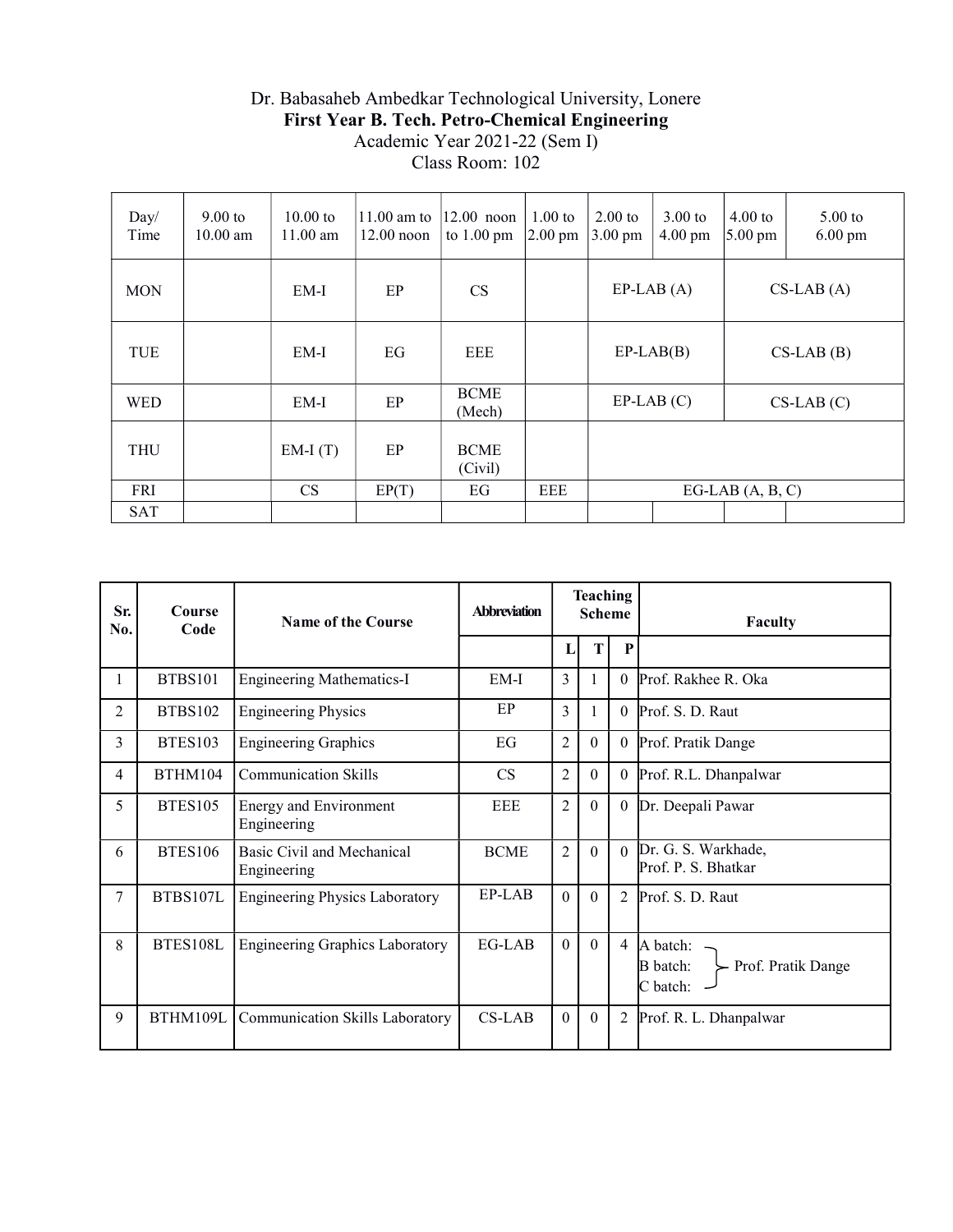Dr. Babasaheb Ambedkar Technological University, Lonere

**First Year B. Tech. Petro-Chemical Engineering**

Academic Year 2021-22 (Sem I)

Class Room: 102

| Day/ Time | 9.00 to 10.00 am | 10.00 to 11.00 am | 11.00 am to 12.00 noon | 12.00 noon to 1.00 pm | 1.00 to 2.00 pm | 2.00 to 3.00 pm | 3.00 to 4.00 pm | 4.00 to 5.00 pm | 5.00 to 6.00 pm |
|---|---|---|---|---|---|---|---|---|---|
| MON | | EM-I | EP | CS | | EP-LAB (A) | | CS-LAB (A) | |
| TUE | | EM-I | EG | EEE | | EP-LAB(B) | | CS-LAB (B) | |
| WED | | EM-I | EP | BCME (Mech) | | EP-LAB (C) | | CS-LAB (C) | |
| THU | | EM-I (T) | EP | BCME (Civil) | | | | | |
| FRI | | CS | EP(T) | EG | EEE | EG-LAB (A, B, C) | | | |
| SAT | | | | | | | | | |

| Sr. No. | Course Code | Name of the Course | Abbreviation | Teaching Scheme | | | Faculty |
|---|---|---|---|---|---|---|---|
| | | | | L | T | P | |
| 1 | BTBS101 | Engineering Mathematics-I | EM-I | 3 | 1 | 0 | Prof. Rakhee R. Oka |
| 2 | BTBS102 | Engineering Physics | EP | 3 | 1 | 0 | Prof. S. D. Raut |
| 3 | BTES103 | Engineering Graphics | EG | 2 | 0 | 0 | Prof. Pratik Dange |
| 4 | BTHM104 | Communication Skills | CS | 2 | 0 | 0 | Prof. R.L. Dhanpalwar |
| 5 | BTES105 | Energy and Environment Engineering | EEE | 2 | 0 | 0 | Dr. Deepali Pawar |
| 6 | BTES106 | Basic Civil and Mechanical Engineering | BCME | 2 | 0 | 0 | Dr. G. S. Warkhade, Prof. P. S. Bhatkar |
| 7 | BTBS107L | Engineering Physics Laboratory | EP-LAB | 0 | 0 | 2 | Prof. S. D. Raut |
| 8 | BTES108L | Engineering Graphics Laboratory | EG-LAB | 0 | 0 | 4 | A batch: B batch: C batch: } Prof. Pratik Dange |
| 9 | BTHM109L | Communication Skills Laboratory | CS-LAB | 0 | 0 | 2 | Prof. R. L. Dhanpalwar |